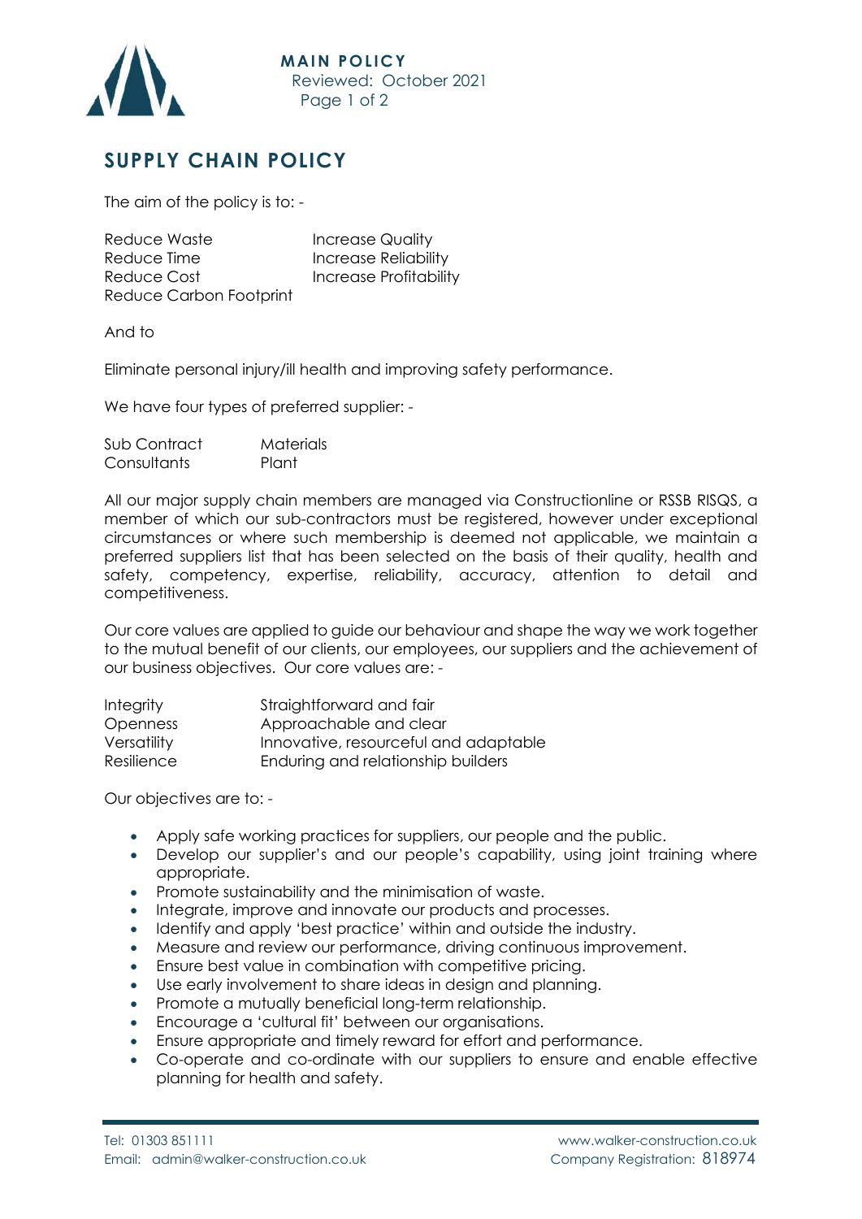# SUPPLY CHAIN POLICY

The aim of the policy is to: -

| | |
|---|---|
| Reduce Waste | Increase Quality |
| Reduce Time | Increase Reliability |
| Reduce Cost | Increase Profitability |
| Reduce Carbon Footprint | |

And to

Eliminate personal injury/ill health and improving safety performance.

We have four types of preferred supplier: -

| | |
|---|---|
| Sub Contract | Materials |
| Consultants | Plant |

All our major supply chain members are managed via Constructionline or RSSB RISQS, a member of which our sub-contractors must be registered, however under exceptional circumstances or where such membership is deemed not applicable, we maintain a preferred suppliers list that has been selected on the basis of their quality, health and safety, competency, expertise, reliability, accuracy, attention to detail and competitiveness.

Our core values are applied to guide our behaviour and shape the way we work together to the mutual benefit of our clients, our employees, our suppliers and the achievement of our business objectives. Our core values are: -

| | |
|---|---|
| Integrity | Straightforward and fair |
| Openness | Approachable and clear |
| Versatility | Innovative, resourceful and adaptable |
| Resilience | Enduring and relationship builders |

Our objectives are to: -

- Apply safe working practices for suppliers, our people and the public.
- Develop our supplier's and our people's capability, using joint training where appropriate.
- Promote sustainability and the minimisation of waste.
- Integrate, improve and innovate our products and processes.
- Identify and apply 'best practice' within and outside the industry.
- Measure and review our performance, driving continuous improvement.
- Ensure best value in combination with competitive pricing.
- Use early involvement to share ideas in design and planning.
- Promote a mutually beneficial long-term relationship.
- Encourage a 'cultural fit' between our organisations.
- Ensure appropriate and timely reward for effort and performance.
- Co-operate and co-ordinate with our suppliers to ensure and enable effective planning for health and safety.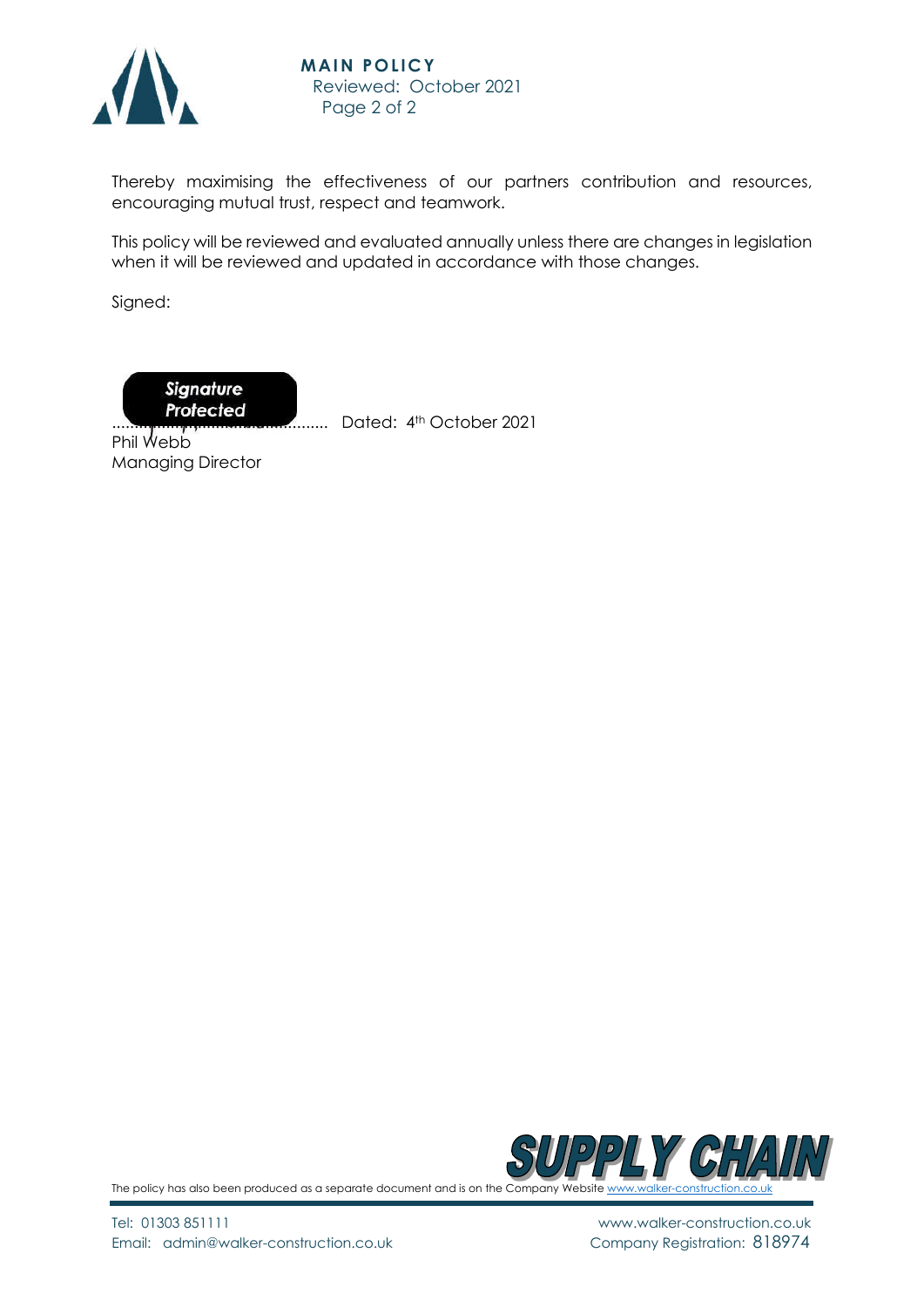Thereby maximising the effectiveness of our partners contribution and resources, encouraging mutual trust, respect and teamwork.

This policy will be reviewed and evaluated annually unless there are changes in legislation when it will be reviewed and updated in accordance with those changes.

Signed:

Signature Protected

........................................ Dated: 4th October 2021

Phil Webb
Managing Director

SUPPLY CHAIN

The policy has also been produced as a separate document and is on the Company Website www.walker-construction.co.uk

Tel: 01303 851111
Email: admin@walker-construction.co.uk

www.walker-construction.co.uk
Company Registration: 818974